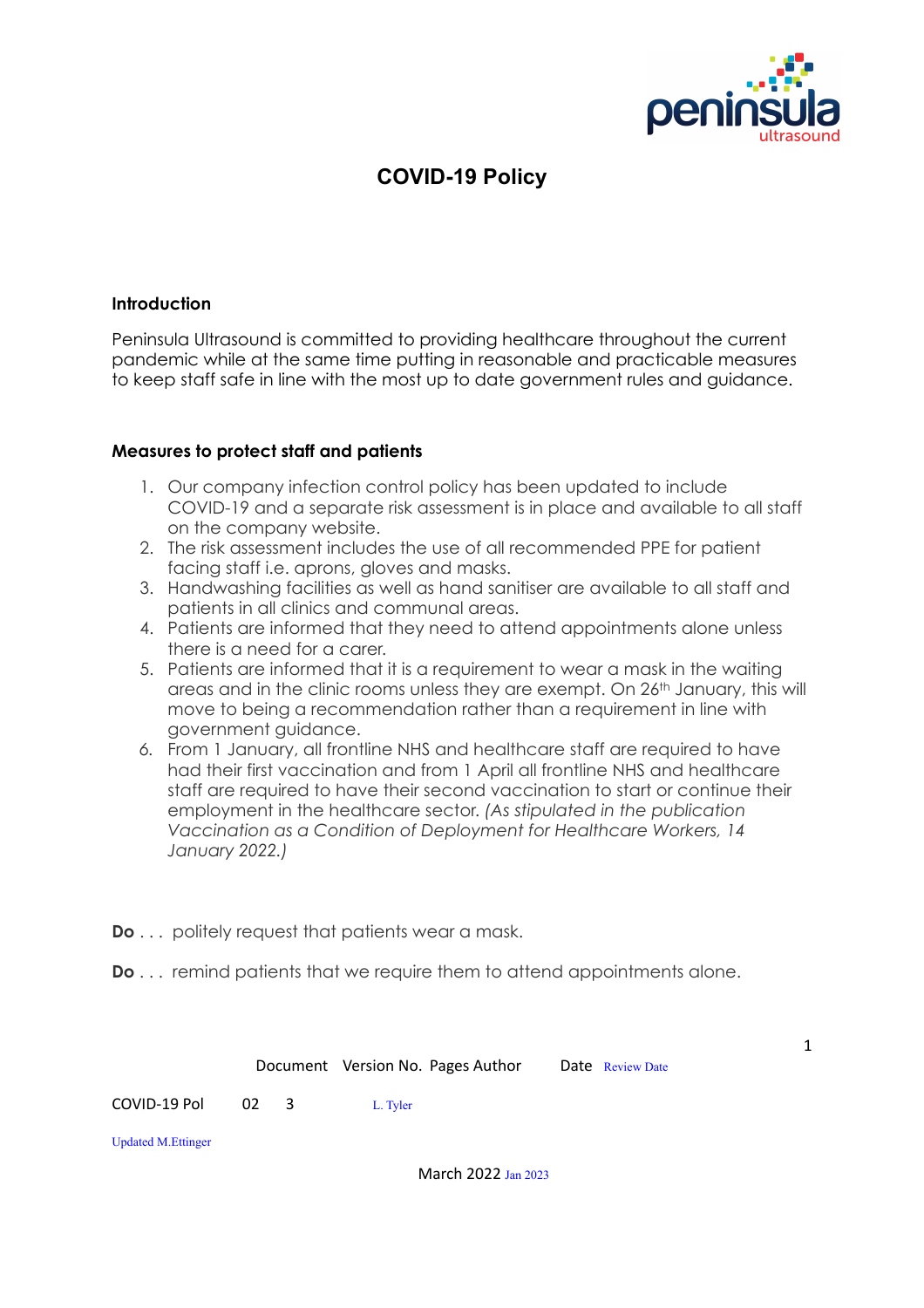# COVID-19 Policy

## Introduction

Peninsula Ultrasound is committed to providing healthcare throughout the current pandemic while at the same time putting in reasonable and practicable measures to keep staff safe in line with the most up to date government rules and guidance.

## Measures to protect staff and patients

1. Our company infection control policy has been updated to include COVID-19 and a separate risk assessment is in place and available to all staff on the company website.
2. The risk assessment includes the use of all recommended PPE for patient facing staff i.e. aprons, gloves and masks.
3. Handwashing facilities as well as hand sanitiser are available to all staff and patients in all clinics and communal areas.
4. Patients are informed that they need to attend appointments alone unless there is a need for a carer.
5. Patients are informed that it is a requirement to wear a mask in the waiting areas and in the clinic rooms unless they are exempt. On 26th January, this will move to being a recommendation rather than a requirement in line with government guidance.
6. From 1 January, all frontline NHS and healthcare staff are required to have had their first vaccination and from 1 April all frontline NHS and healthcare staff are required to have their second vaccination to start or continue their employment in the healthcare sector. *(As stipulated in the publication Vaccination as a Condition of Deployment for Healthcare Workers, 14 January 2022.)*

**Do** . . . politely request that patients wear a mask.

**Do** . . . remind patients that we require them to attend appointments alone.

| Document | Version No. | Pages | Author | Date | Review Date |
|---|---|---|---|---|---|
| COVID-19 Pol | 02 | 3 | L. Tyler | March 2022 | Jan 2023 |

Updated M.Ettinger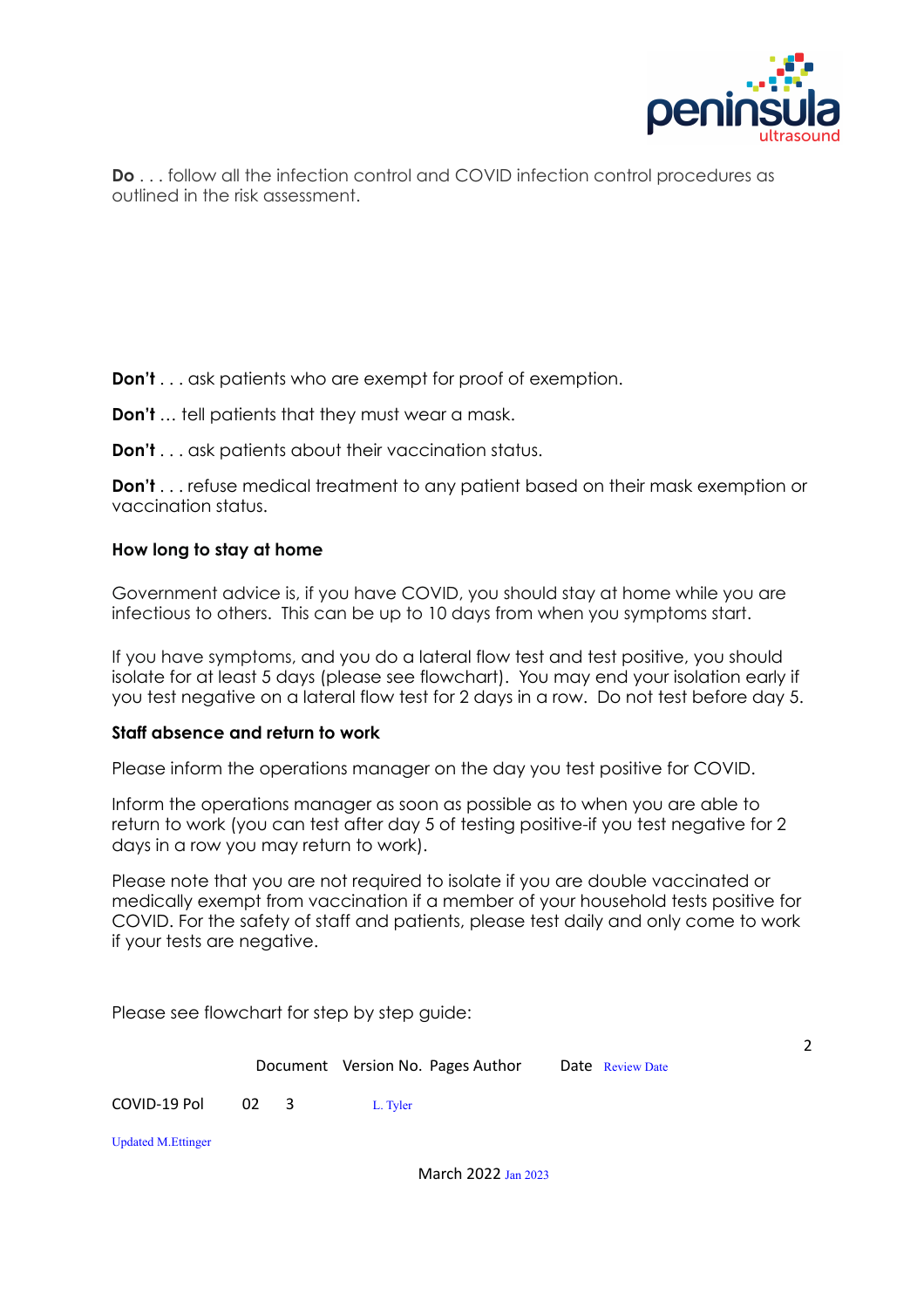**Do** . . . follow all the infection control and COVID infection control procedures as outlined in the risk assessment.

**Don't** . . . ask patients who are exempt for proof of exemption.

**Don't** … tell patients that they must wear a mask.

**Don't** . . . ask patients about their vaccination status.

**Don't** . . . refuse medical treatment to any patient based on their mask exemption or vaccination status.

**How long to stay at home**

Government advice is, if you have COVID, you should stay at home while you are infectious to others. This can be up to 10 days from when you symptoms start.

If you have symptoms, and you do a lateral flow test and test positive, you should isolate for at least 5 days (please see flowchart). You may end your isolation early if you test negative on a lateral flow test for 2 days in a row. Do not test before day 5.

**Staff absence and return to work**

Please inform the operations manager on the day you test positive for COVID.

Inform the operations manager as soon as possible as to when you are able to return to work (you can test after day 5 of testing positive-if you test negative for 2 days in a row you may return to work).

Please note that you are not required to isolate if you are double vaccinated or medically exempt from vaccination if a member of your household tests positive for COVID. For the safety of staff and patients, please test daily and only come to work if your tests are negative.

Please see flowchart for step by step guide:

| Document | Version No. | Pages | Author | Date | Review Date |
| --- | --- | --- | --- | --- | --- |
| COVID-19 Pol | 02 | 3 | L. Tyler<br>Updated M.Ettinger | March 2022 | Jan 2023 |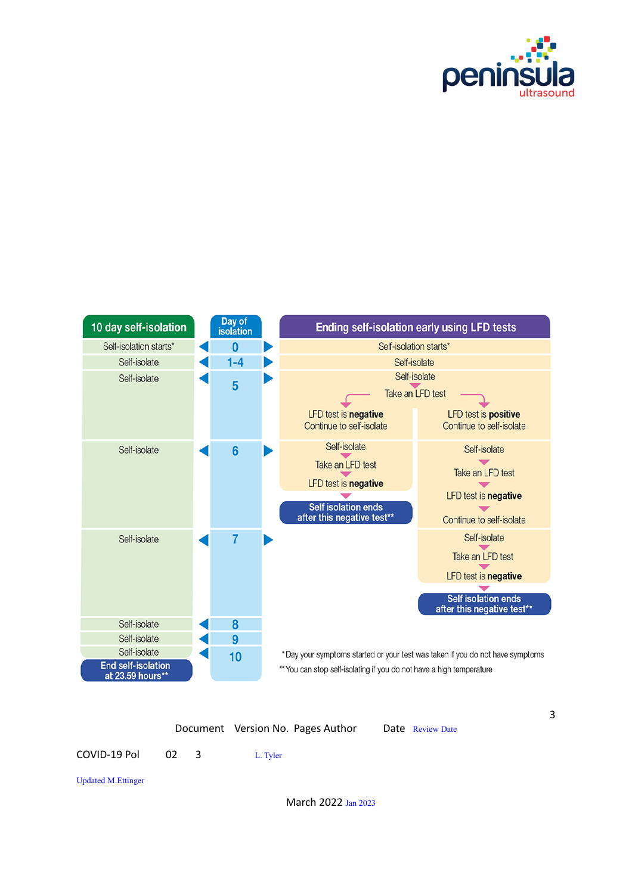| 10 day self-isolation | Day of isolation | Ending self-isolation early using LFD tests | |
|---|---|---|---|
| Self-isolation starts* | 0 | Self-isolation starts* | |
| Self-isolate | 1-4 | Self-isolate | |
| Self-isolate | 5 | Self-isolate → Take an LFD test → LFD test is **negative** Continue to self-isolate | Self-isolate → Take an LFD test → LFD test is **positive** Continue to self-isolate |
| Self-isolate | 6 | Self-isolate → Take an LFD test → LFD test is **negative** → **Self isolation ends after this negative test**** | Self-isolate → Take an LFD test → LFD test is **negative** → Continue to self-isolate |
| Self-isolate | 7 | | Self-isolate → Take an LFD test → LFD test is **negative** → **Self isolation ends after this negative test**** |
| Self-isolate | 8 | | |
| Self-isolate | 9 | | |
| Self-isolate | 10 | | |
| **End self-isolation at 23.59 hours**** | | | |

* Day your symptoms started or your test was taken if you do not have symptoms

** You can stop self-isolating if you do not have a high temperature

| Document | Version No. | Pages | Author | Date | Review Date |
|---|---|---|---|---|---|
| COVID-19 Pol | 02 | 3 | L. Tyler<br>Updated M.Ettinger | March 2022 | Jan 2023 |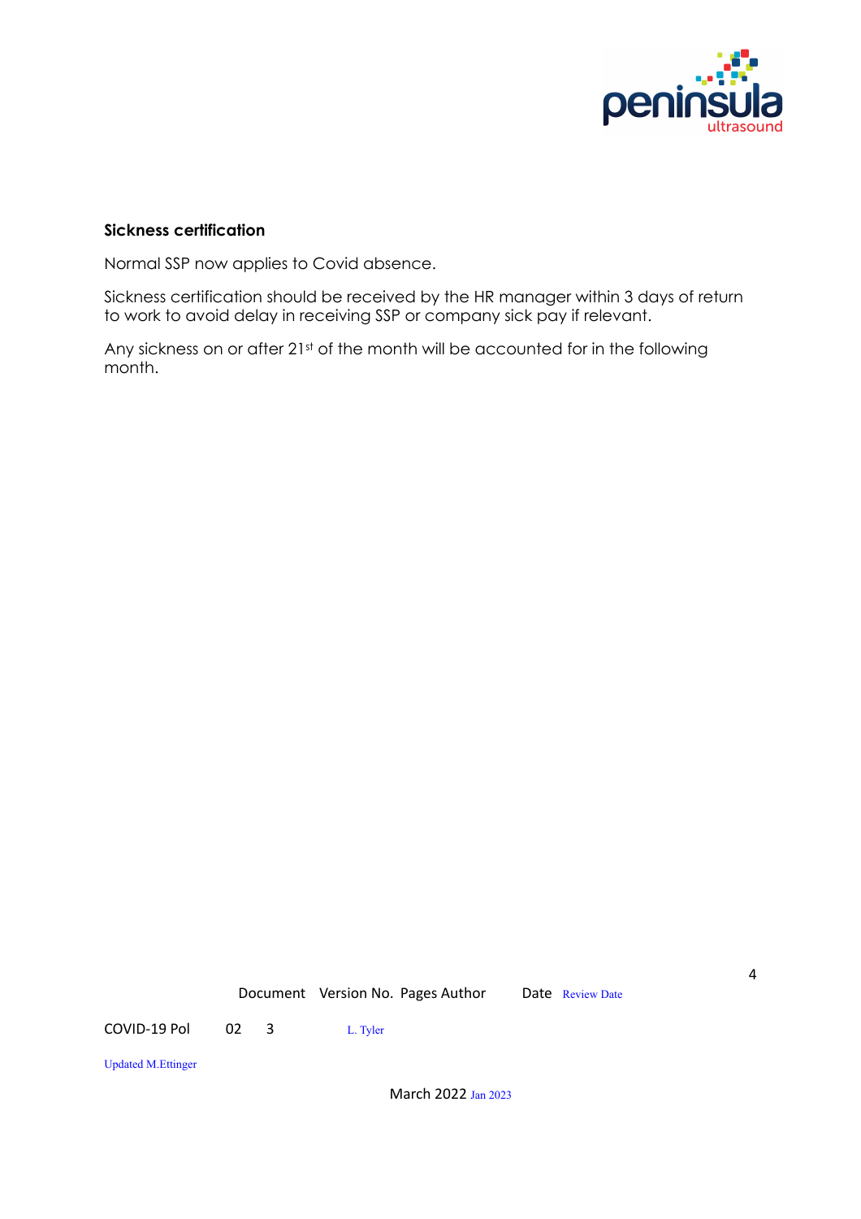**Sickness certification**

Normal SSP now applies to Covid absence.

Sickness certification should be received by the HR manager within 3 days of return to work to avoid delay in receiving SSP or company sick pay if relevant.

Any sickness on or after 21st of the month will be accounted for in the following month.